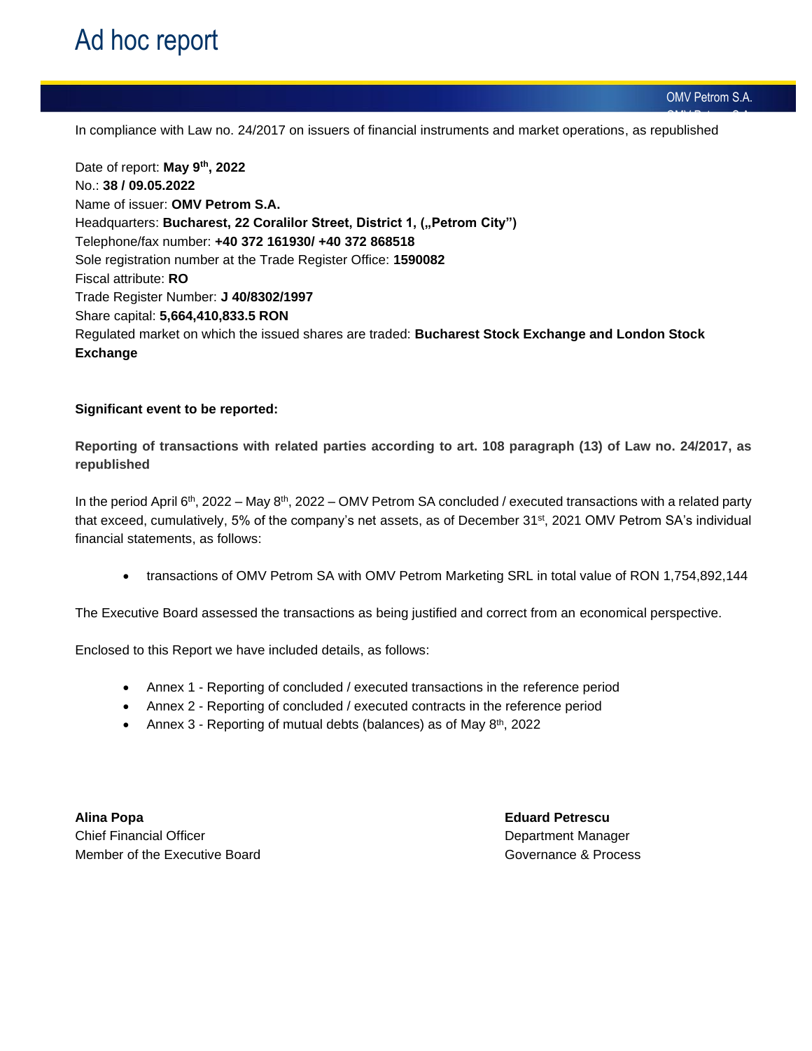# Ad hoc report

OMV Petrom S.A.

In compliance with Law no. 24/2017 on issuers of financial instruments and market operations, as republished

Date of report: **May 9th, 2022**
No.: **38 / 09.05.2022**
Name of issuer: **OMV Petrom S.A.**
Headquarters: **Bucharest, 22 Coralilor Street, District 1, („Petrom City")**
Telephone/fax number: **+40 372 161930/ +40 372 868518**
Sole registration number at the Trade Register Office: **1590082**
Fiscal attribute: **RO**
Trade Register Number: **J 40/8302/1997**
Share capital: **5,664,410,833.5 RON**
Regulated market on which the issued shares are traded: **Bucharest Stock Exchange and London Stock Exchange**

**Significant event to be reported:**

**Reporting of transactions with related parties according to art. 108 paragraph (13) of Law no. 24/2017, as republished**

In the period April 6th, 2022 – May 8th, 2022 – OMV Petrom SA concluded / executed transactions with a related party that exceed, cumulatively, 5% of the company's net assets, as of December 31st, 2021 OMV Petrom SA's individual financial statements, as follows:

- transactions of OMV Petrom SA with OMV Petrom Marketing SRL in total value of RON 1,754,892,144

The Executive Board assessed the transactions as being justified and correct from an economical perspective.

Enclosed to this Report we have included details, as follows:

- Annex 1 - Reporting of concluded / executed transactions in the reference period
- Annex 2 - Reporting of concluded / executed contracts in the reference period
- Annex 3 - Reporting of mutual debts (balances) as of May 8th, 2022

**Alina Popa**
Chief Financial Officer
Member of the Executive Board

**Eduard Petrescu**
Department Manager
Governance & Process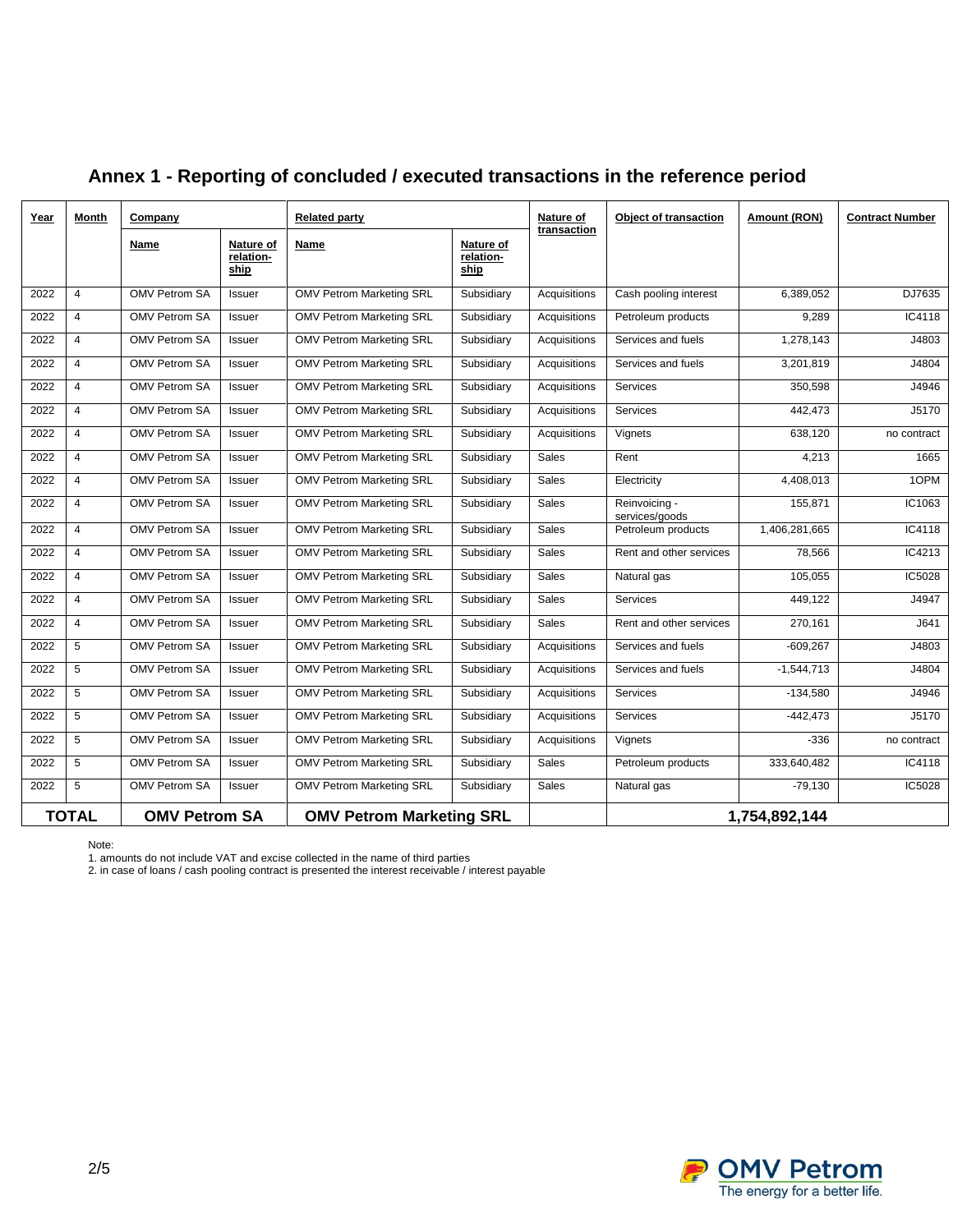## Annex 1 - Reporting of concluded / executed transactions in the reference period

| Year | Month | Company | | Related party | | Nature of transaction | Object of transaction | Amount (RON) | Contract Number |
|---|---|---|---|---|---|---|---|---|---|
| | | Name | Nature of relation-ship | Name | Nature of relation-ship | | | | |
| 2022 | 4 | OMV Petrom SA | Issuer | OMV Petrom Marketing SRL | Subsidiary | Acquisitions | Cash pooling interest | 6,389,052 | DJ7635 |
| 2022 | 4 | OMV Petrom SA | Issuer | OMV Petrom Marketing SRL | Subsidiary | Acquisitions | Petroleum products | 9,289 | IC4118 |
| 2022 | 4 | OMV Petrom SA | Issuer | OMV Petrom Marketing SRL | Subsidiary | Acquisitions | Services and fuels | 1,278,143 | J4803 |
| 2022 | 4 | OMV Petrom SA | Issuer | OMV Petrom Marketing SRL | Subsidiary | Acquisitions | Services and fuels | 3,201,819 | J4804 |
| 2022 | 4 | OMV Petrom SA | Issuer | OMV Petrom Marketing SRL | Subsidiary | Acquisitions | Services | 350,598 | J4946 |
| 2022 | 4 | OMV Petrom SA | Issuer | OMV Petrom Marketing SRL | Subsidiary | Acquisitions | Services | 442,473 | J5170 |
| 2022 | 4 | OMV Petrom SA | Issuer | OMV Petrom Marketing SRL | Subsidiary | Acquisitions | Vignets | 638,120 | no contract |
| 2022 | 4 | OMV Petrom SA | Issuer | OMV Petrom Marketing SRL | Subsidiary | Sales | Rent | 4,213 | 1665 |
| 2022 | 4 | OMV Petrom SA | Issuer | OMV Petrom Marketing SRL | Subsidiary | Sales | Electricity | 4,408,013 | 1OPM |
| 2022 | 4 | OMV Petrom SA | Issuer | OMV Petrom Marketing SRL | Subsidiary | Sales | Reinvoicing - services/goods | 155,871 | IC1063 |
| 2022 | 4 | OMV Petrom SA | Issuer | OMV Petrom Marketing SRL | Subsidiary | Sales | Petroleum products | 1,406,281,665 | IC4118 |
| 2022 | 4 | OMV Petrom SA | Issuer | OMV Petrom Marketing SRL | Subsidiary | Sales | Rent and other services | 78,566 | IC4213 |
| 2022 | 4 | OMV Petrom SA | Issuer | OMV Petrom Marketing SRL | Subsidiary | Sales | Natural gas | 105,055 | IC5028 |
| 2022 | 4 | OMV Petrom SA | Issuer | OMV Petrom Marketing SRL | Subsidiary | Sales | Services | 449,122 | J4947 |
| 2022 | 4 | OMV Petrom SA | Issuer | OMV Petrom Marketing SRL | Subsidiary | Sales | Rent and other services | 270,161 | J641 |
| 2022 | 5 | OMV Petrom SA | Issuer | OMV Petrom Marketing SRL | Subsidiary | Acquisitions | Services and fuels | -609,267 | J4803 |
| 2022 | 5 | OMV Petrom SA | Issuer | OMV Petrom Marketing SRL | Subsidiary | Acquisitions | Services and fuels | -1,544,713 | J4804 |
| 2022 | 5 | OMV Petrom SA | Issuer | OMV Petrom Marketing SRL | Subsidiary | Acquisitions | Services | -134,580 | J4946 |
| 2022 | 5 | OMV Petrom SA | Issuer | OMV Petrom Marketing SRL | Subsidiary | Acquisitions | Services | -442,473 | J5170 |
| 2022 | 5 | OMV Petrom SA | Issuer | OMV Petrom Marketing SRL | Subsidiary | Acquisitions | Vignets | -336 | no contract |
| 2022 | 5 | OMV Petrom SA | Issuer | OMV Petrom Marketing SRL | Subsidiary | Sales | Petroleum products | 333,640,482 | IC4118 |
| 2022 | 5 | OMV Petrom SA | Issuer | OMV Petrom Marketing SRL | Subsidiary | Sales | Natural gas | -79,130 | IC5028 |
| **TOTAL** | | **OMV Petrom SA** | | **OMV Petrom Marketing SRL** | | | | **1,754,892,144** | |

Note:
1. amounts do not include VAT and excise collected in the name of third parties
2. in case of loans / cash pooling contract is presented the interest receivable / interest payable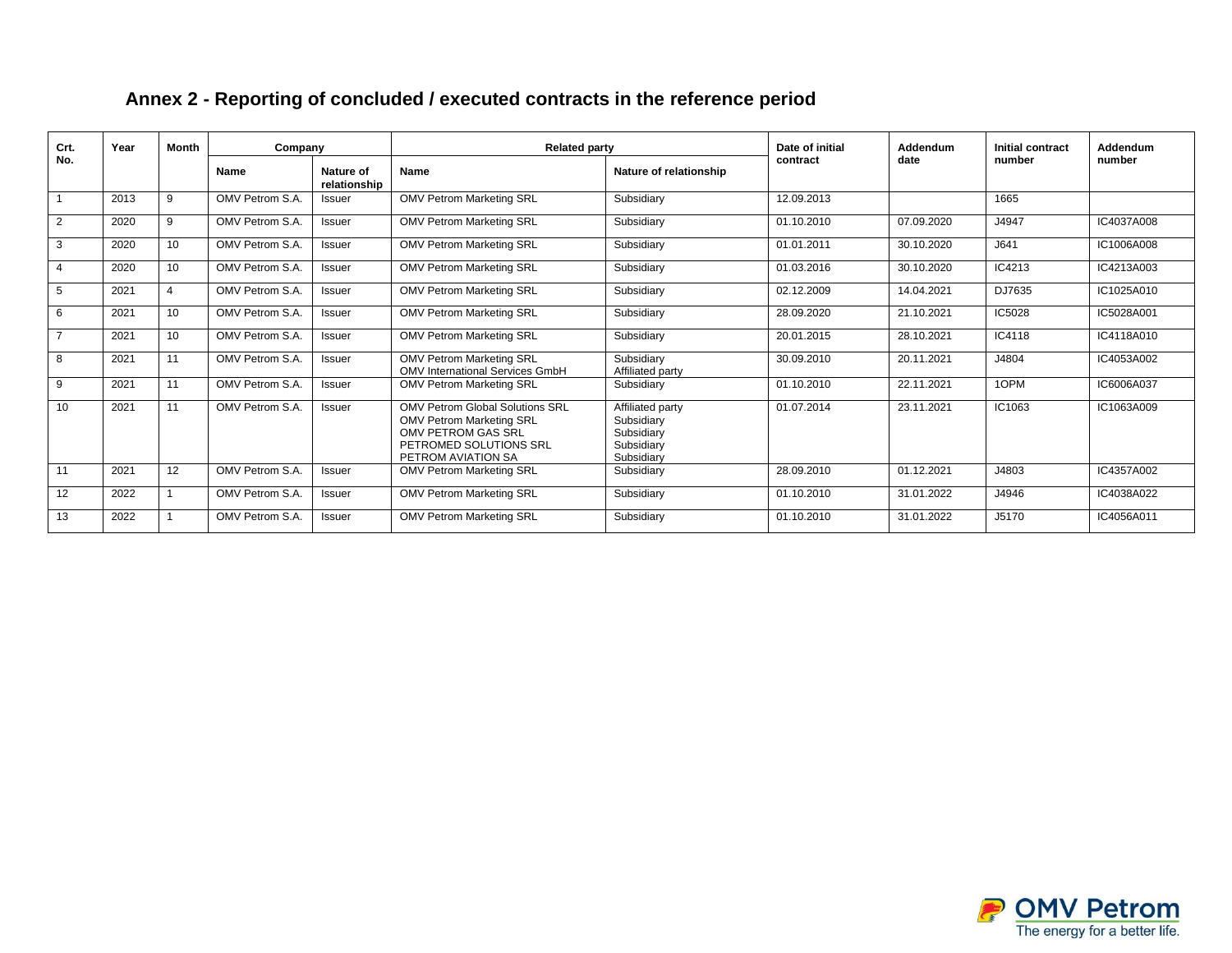## Annex 2 - Reporting of concluded / executed contracts in the reference period

| Crt. No. | Year | Month | Company | | Related party | | Date of initial contract | Addendum date | Initial contract number | Addendum number |
|---|---|---|---|---|---|---|---|---|---|---|
| | | | Name | Nature of relationship | Name | Nature of relationship | | | | |
| 1 | 2013 | 9 | OMV Petrom S.A. | Issuer | OMV Petrom Marketing SRL | Subsidiary | 12.09.2013 | | 1665 | |
| 2 | 2020 | 9 | OMV Petrom S.A. | Issuer | OMV Petrom Marketing SRL | Subsidiary | 01.10.2010 | 07.09.2020 | J4947 | IC4037A008 |
| 3 | 2020 | 10 | OMV Petrom S.A. | Issuer | OMV Petrom Marketing SRL | Subsidiary | 01.01.2011 | 30.10.2020 | J641 | IC1006A008 |
| 4 | 2020 | 10 | OMV Petrom S.A. | Issuer | OMV Petrom Marketing SRL | Subsidiary | 01.03.2016 | 30.10.2020 | IC4213 | IC4213A003 |
| 5 | 2021 | 4 | OMV Petrom S.A. | Issuer | OMV Petrom Marketing SRL | Subsidiary | 02.12.2009 | 14.04.2021 | DJ7635 | IC1025A010 |
| 6 | 2021 | 10 | OMV Petrom S.A. | Issuer | OMV Petrom Marketing SRL | Subsidiary | 28.09.2020 | 21.10.2021 | IC5028 | IC5028A001 |
| 7 | 2021 | 10 | OMV Petrom S.A. | Issuer | OMV Petrom Marketing SRL | Subsidiary | 20.01.2015 | 28.10.2021 | IC4118 | IC4118A010 |
| 8 | 2021 | 11 | OMV Petrom S.A. | Issuer | OMV Petrom Marketing SRL<br>OMV International Services GmbH | Subsidiary<br>Affiliated party | 30.09.2010 | 20.11.2021 | J4804 | IC4053A002 |
| 9 | 2021 | 11 | OMV Petrom S.A. | Issuer | OMV Petrom Marketing SRL | Subsidiary | 01.10.2010 | 22.11.2021 | 1OPM | IC6006A037 |
| 10 | 2021 | 11 | OMV Petrom S.A. | Issuer | OMV Petrom Global Solutions SRL<br>OMV Petrom Marketing SRL<br>OMV PETROM GAS SRL<br>PETROMED SOLUTIONS SRL<br>PETROM AVIATION SA | Affiliated party<br>Subsidiary<br>Subsidiary<br>Subsidiary<br>Subsidiary | 01.07.2014 | 23.11.2021 | IC1063 | IC1063A009 |
| 11 | 2021 | 12 | OMV Petrom S.A. | Issuer | OMV Petrom Marketing SRL | Subsidiary | 28.09.2010 | 01.12.2021 | J4803 | IC4357A002 |
| 12 | 2022 | 1 | OMV Petrom S.A. | Issuer | OMV Petrom Marketing SRL | Subsidiary | 01.10.2010 | 31.01.2022 | J4946 | IC4038A022 |
| 13 | 2022 | 1 | OMV Petrom S.A. | Issuer | OMV Petrom Marketing SRL | Subsidiary | 01.10.2010 | 31.01.2022 | J5170 | IC4056A011 |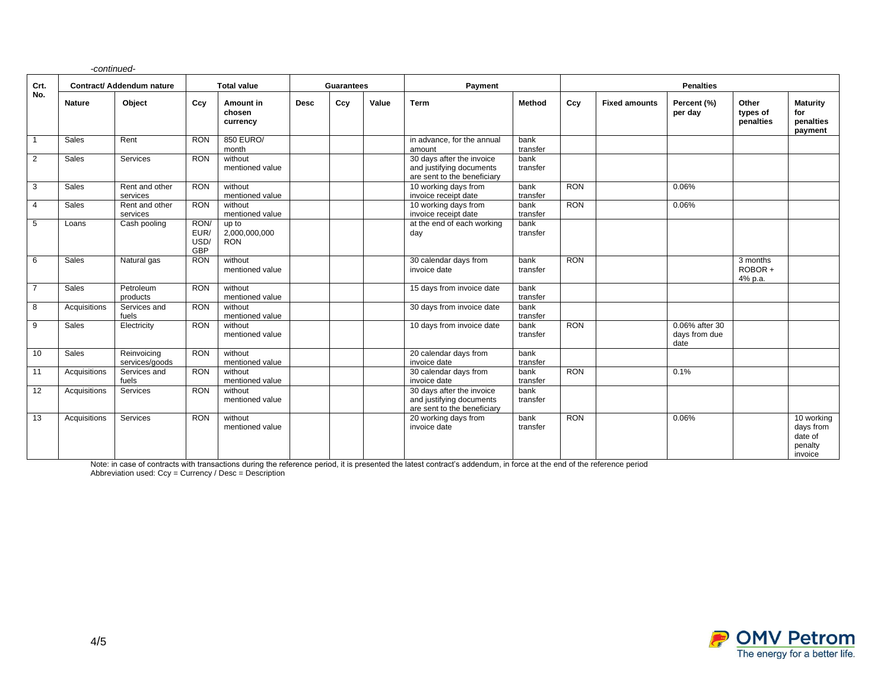*-continued-*

| Crt. No. | Contract/ Addendum nature | | Total value | | Guarantees | | | Payment | | Penalties | | | | |
|---|---|---|---|---|---|---|---|---|---|---|---|---|---|---|
| | **Nature** | **Object** | **Ccy** | **Amount in chosen currency** | **Desc** | **Ccy** | **Value** | **Term** | **Method** | **Ccy** | **Fixed amounts** | **Percent (%) per day** | **Other types of penalties** | **Maturity for penalties payment** |
| 1 | Sales | Rent | RON | 850 EURO/ month | | | | in advance, for the annual amount | bank transfer | | | | | |
| 2 | Sales | Services | RON | without mentioned value | | | | 30 days after the invoice and justifying documents are sent to the beneficiary | bank transfer | | | | | |
| 3 | Sales | Rent and other services | RON | without mentioned value | | | | 10 working days from invoice receipt date | bank transfer | RON | | 0.06% | | |
| 4 | Sales | Rent and other services | RON | without mentioned value | | | | 10 working days from invoice receipt date | bank transfer | RON | | 0.06% | | |
| 5 | Loans | Cash pooling | RON/ EUR/ USD/ GBP | up to 2,000,000,000 RON | | | | at the end of each working day | bank transfer | | | | | |
| 6 | Sales | Natural gas | RON | without mentioned value | | | | 30 calendar days from invoice date | bank transfer | RON | | | 3 months ROBOR + 4% p.a. | |
| 7 | Sales | Petroleum products | RON | without mentioned value | | | | 15 days from invoice date | bank transfer | | | | | |
| 8 | Acquisitions | Services and fuels | RON | without mentioned value | | | | 30 days from invoice date | bank transfer | | | | | |
| 9 | Sales | Electricity | RON | without mentioned value | | | | 10 days from invoice date | bank transfer | RON | | 0.06% after 30 days from due date | | |
| 10 | Sales | Reinvoicing services/goods | RON | without mentioned value | | | | 20 calendar days from invoice date | bank transfer | | | | | |
| 11 | Acquisitions | Services and fuels | RON | without mentioned value | | | | 30 calendar days from invoice date | bank transfer | RON | | 0.1% | | |
| 12 | Acquisitions | Services | RON | without mentioned value | | | | 30 days after the invoice and justifying documents are sent to the beneficiary | bank transfer | | | | | |
| 13 | Acquisitions | Services | RON | without mentioned value | | | | 20 working days from invoice date | bank transfer | RON | | 0.06% | | 10 working days from date of penalty invoice |

Note: in case of contracts with transactions during the reference period, it is presented the latest contract's addendum, in force at the end of the reference period
Abbreviation used: Ccy = Currency / Desc = Description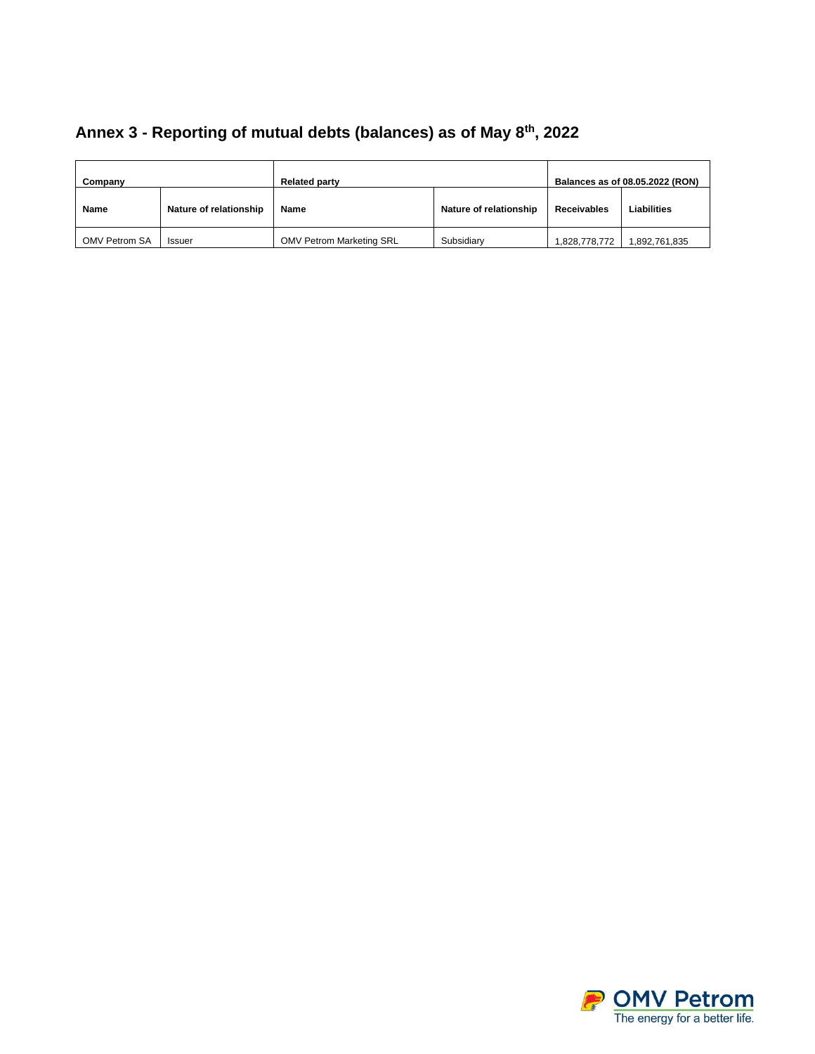# Annex 3 - Reporting of mutual debts (balances) as of May 8th, 2022

| Company | | Related party | | Balances as of 08.05.2022 (RON) | |
|---|---|---|---|---|---|
| **Name** | **Nature of relationship** | **Name** | **Nature of relationship** | **Receivables** | **Liabilities** |
| OMV Petrom SA | Issuer | OMV Petrom Marketing SRL | Subsidiary | 1,828,778,772 | 1,892,761,835 |